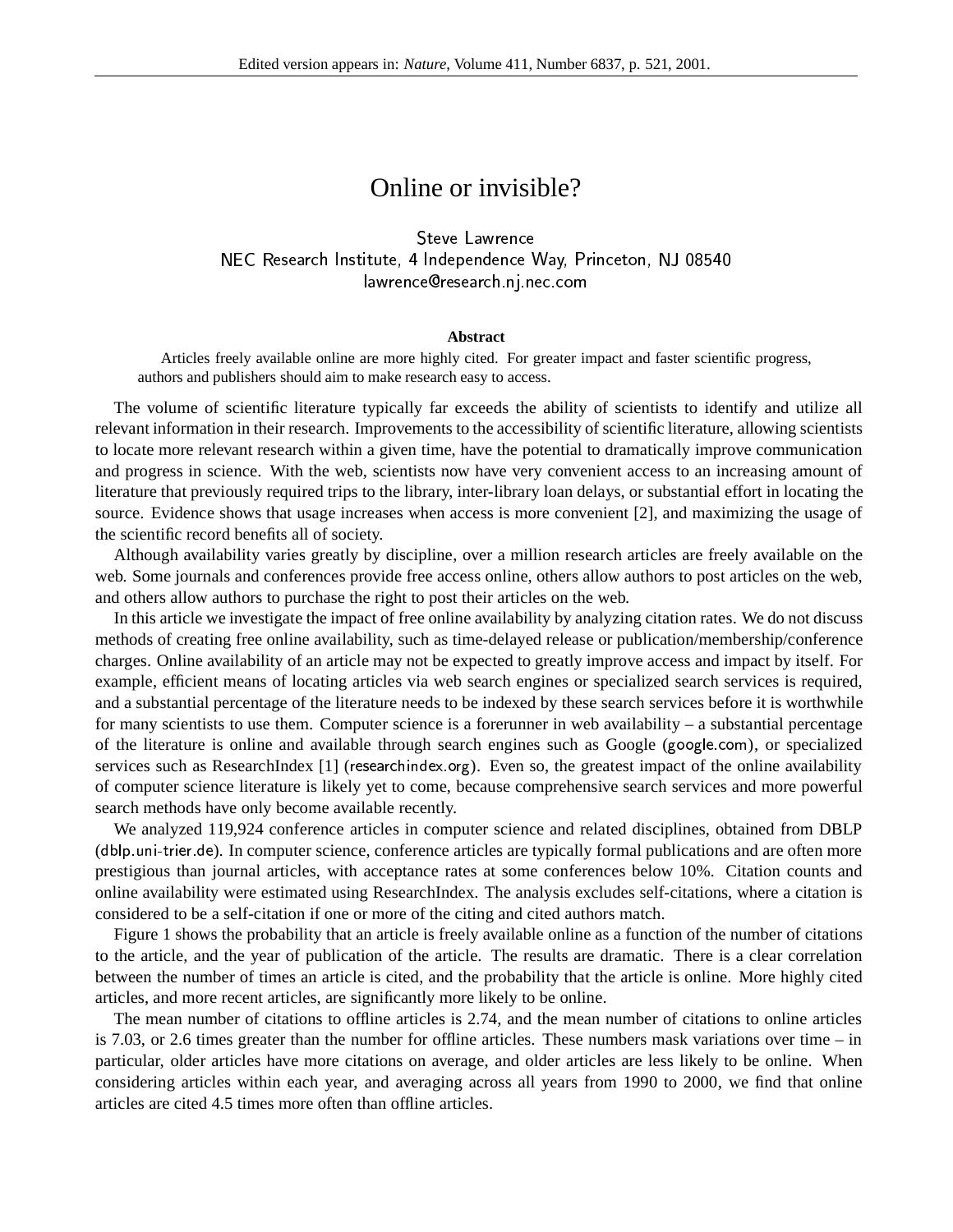# Online or invisible?

Steve Lawrence
NEC Research Institute, 4 Independence Way, Princeton, NJ 08540
lawrence@research.nj.nec.com

### Abstract

Articles freely available online are more highly cited. For greater impact and faster scientific progress, authors and publishers should aim to make research easy to access.

The volume of scientific literature typically far exceeds the ability of scientists to identify and utilize all relevant information in their research. Improvements to the accessibility of scientific literature, allowing scientists to locate more relevant research within a given time, have the potential to dramatically improve communication and progress in science. With the web, scientists now have very convenient access to an increasing amount of literature that previously required trips to the library, inter-library loan delays, or substantial effort in locating the source. Evidence shows that usage increases when access is more convenient [2], and maximizing the usage of the scientific record benefits all of society.

Although availability varies greatly by discipline, over a million research articles are freely available on the web. Some journals and conferences provide free access online, others allow authors to post articles on the web, and others allow authors to purchase the right to post their articles on the web.

In this article we investigate the impact of free online availability by analyzing citation rates. We do not discuss methods of creating free online availability, such as time-delayed release or publication/membership/conference charges. Online availability of an article may not be expected to greatly improve access and impact by itself. For example, efficient means of locating articles via web search engines or specialized search services is required, and a substantial percentage of the literature needs to be indexed by these search services before it is worthwhile for many scientists to use them. Computer science is a forerunner in web availability – a substantial percentage of the literature is online and available through search engines such as Google (google.com), or specialized services such as ResearchIndex [1] (researchindex.org). Even so, the greatest impact of the online availability of computer science literature is likely yet to come, because comprehensive search services and more powerful search methods have only become available recently.

We analyzed 119,924 conference articles in computer science and related disciplines, obtained from DBLP (dblp.uni-trier.de). In computer science, conference articles are typically formal publications and are often more prestigious than journal articles, with acceptance rates at some conferences below 10%. Citation counts and online availability were estimated using ResearchIndex. The analysis excludes self-citations, where a citation is considered to be a self-citation if one or more of the citing and cited authors match.

Figure 1 shows the probability that an article is freely available online as a function of the number of citations to the article, and the year of publication of the article. The results are dramatic. There is a clear correlation between the number of times an article is cited, and the probability that the article is online. More highly cited articles, and more recent articles, are significantly more likely to be online.

The mean number of citations to offline articles is 2.74, and the mean number of citations to online articles is 7.03, or 2.6 times greater than the number for offline articles. These numbers mask variations over time – in particular, older articles have more citations on average, and older articles are less likely to be online. When considering articles within each year, and averaging across all years from 1990 to 2000, we find that online articles are cited 4.5 times more often than offline articles.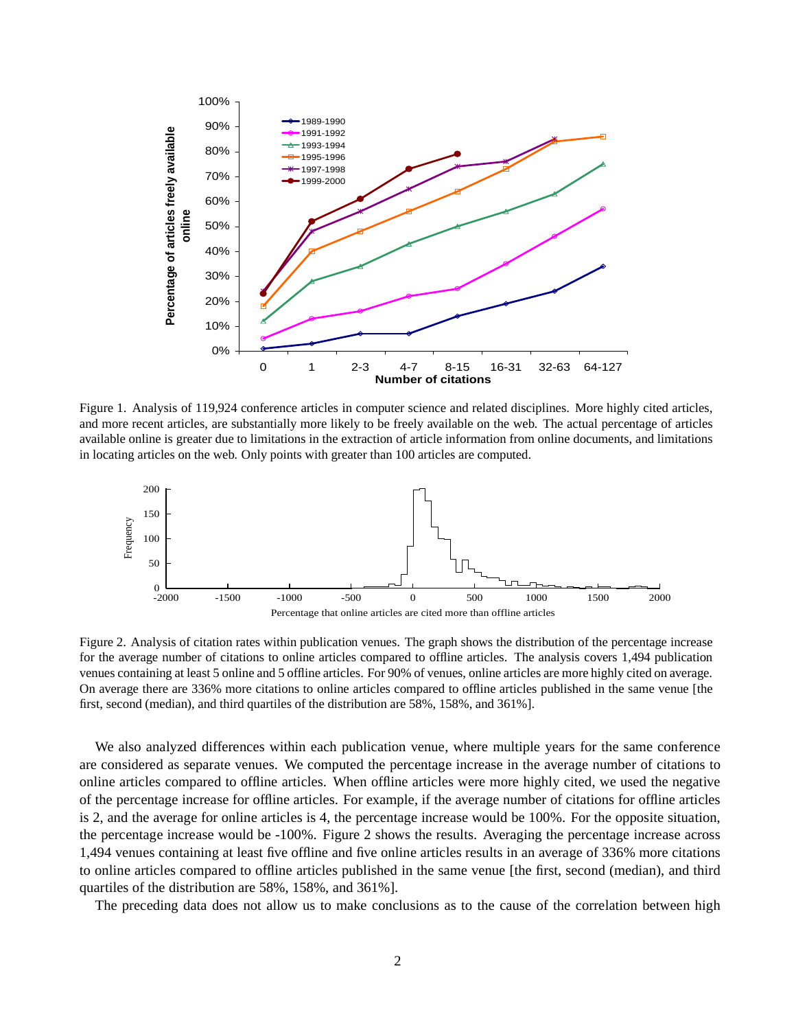Figure 1. Analysis of 119,924 conference articles in computer science and related disciplines. More highly cited articles, and more recent articles, are substantially more likely to be freely available on the web. The actual percentage of articles available online is greater due to limitations in the extraction of article information from online documents, and limitations in locating articles on the web. Only points with greater than 100 articles are computed.

Figure 2. Analysis of citation rates within publication venues. The graph shows the distribution of the percentage increase for the average number of citations to online articles compared to offline articles. The analysis covers 1,494 publication venues containing at least 5 online and 5 offline articles. For 90% of venues, online articles are more highly cited on average. On average there are 336% more citations to online articles compared to offline articles published in the same venue [the first, second (median), and third quartiles of the distribution are 58%, 158%, and 361%].

We also analyzed differences within each publication venue, where multiple years for the same conference are considered as separate venues. We computed the percentage increase in the average number of citations to online articles compared to offline articles. When offline articles were more highly cited, we used the negative of the percentage increase for offline articles. For example, if the average number of citations for offline articles is 2, and the average for online articles is 4, the percentage increase would be 100%. For the opposite situation, the percentage increase would be -100%. Figure 2 shows the results. Averaging the percentage increase across 1,494 venues containing at least five offline and five online articles results in an average of 336% more citations to online articles compared to offline articles published in the same venue [the first, second (median), and third quartiles of the distribution are 58%, 158%, and 361%].

The preceding data does not allow us to make conclusions as to the cause of the correlation between high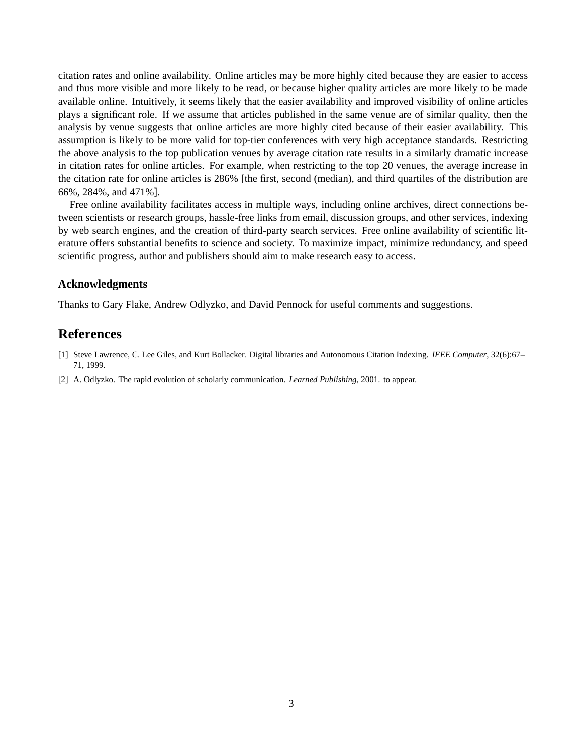citation rates and online availability. Online articles may be more highly cited because they are easier to access and thus more visible and more likely to be read, or because higher quality articles are more likely to be made available online. Intuitively, it seems likely that the easier availability and improved visibility of online articles plays a significant role. If we assume that articles published in the same venue are of similar quality, then the analysis by venue suggests that online articles are more highly cited because of their easier availability. This assumption is likely to be more valid for top-tier conferences with very high acceptance standards. Restricting the above analysis to the top publication venues by average citation rate results in a similarly dramatic increase in citation rates for online articles. For example, when restricting to the top 20 venues, the average increase in the citation rate for online articles is 286% [the first, second (median), and third quartiles of the distribution are 66%, 284%, and 471%].

Free online availability facilitates access in multiple ways, including online archives, direct connections between scientists or research groups, hassle-free links from email, discussion groups, and other services, indexing by web search engines, and the creation of third-party search services. Free online availability of scientific literature offers substantial benefits to science and society. To maximize impact, minimize redundancy, and speed scientific progress, author and publishers should aim to make research easy to access.

### Acknowledgments

Thanks to Gary Flake, Andrew Odlyzko, and David Pennock for useful comments and suggestions.

## References

[1] Steve Lawrence, C. Lee Giles, and Kurt Bollacker. Digital libraries and Autonomous Citation Indexing. *IEEE Computer*, 32(6):67–71, 1999.

[2] A. Odlyzko. The rapid evolution of scholarly communication. *Learned Publishing*, 2001. to appear.